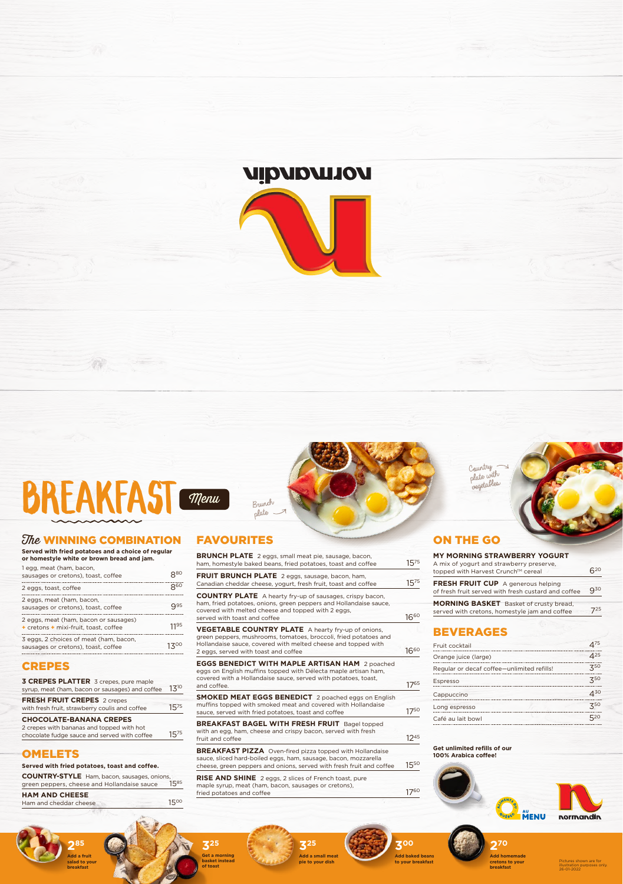normandin

# BREAKFAST Menu

Brunch plate

Country plate with vegetables

## The WINNING COMBINATION

**Served with fried potatoes and a choice of regular or homestyle white or brown bread and jam.**

| Item | Price |
| --- | --- |
| 1 egg, meat (ham, bacon, sausages or cretons), toast, coffee | 8.80 |
| 2 eggs, toast, coffee | 8.60 |
| 2 eggs, meat (ham, bacon, sausages or cretons), toast, coffee | 9.95 |
| 2 eggs, meat (ham, bacon or sausages) + cretons + mixi-fruit, toast, coffee | 11.95 |
| 3 eggs, 2 choices of meat (ham, bacon, sausages or cretons), toast, coffee | 13.00 |

## CREPES

**3 CREPES PLATTER** 3 crepes, pure maple syrup, meat (ham, bacon or sausages) and coffee — 13.10

**FRESH FRUIT CREPES** 2 crepes with fresh fruit, strawberry coulis and coffee — 15.75

**CHOCOLATE-BANANA CREPES** 2 crepes with bananas and topped with hot chocolate fudge sauce and served with coffee — 15.75

## OMELETS

**Served with fried potatoes, toast and coffee.**

**COUNTRY-STYLE** Ham, bacon, sausages, onions, green peppers, cheese and Hollandaise sauce — 15.85

**HAM AND CHEESE** Ham and cheddar cheese — 15.00

## FAVOURITES

**BRUNCH PLATE** 2 eggs, small meat pie, sausage, bacon, ham, homestyle baked beans, fried potatoes, toast and coffee — 15.75

**FRUIT BRUNCH PLATE** 2 eggs, sausage, bacon, ham, Canadian cheddar cheese, yogurt, fresh fruit, toast and coffee — 15.75

**COUNTRY PLATE** A hearty fry-up of sausages, crispy bacon, ham, fried potatoes, onions, green peppers and Hollandaise sauce, covered with melted cheese and topped with 2 eggs, served with toast and coffee — 16.60

**VEGETABLE COUNTRY PLATE** A hearty fry-up of onions, green peppers, mushrooms, tomatoes, broccoli, fried potatoes and Hollandaise sauce, covered with melted cheese and topped with 2 eggs, served with toast and coffee — 16.60

**EGGS BENEDICT WITH MAPLE ARTISAN HAM** 2 poached eggs on English muffins topped with Délecta maple artisan ham, covered with a Hollandaise sauce, served with potatoes, toast, and coffee. — 17.65

**SMOKED MEAT EGGS BENEDICT** 2 poached eggs on English muffins topped with smoked meat and covered with Hollandaise sauce, served with fried potatoes, toast and coffee — 17.50

**BREAKFAST BAGEL WITH FRESH FRUIT** Bagel topped with an egg, ham, cheese and crispy bacon, served with fresh fruit and coffee — 12.45

**BREAKFAST PIZZA** Oven-fired pizza topped with Hollandaise sauce, sliced hard-boiled eggs, ham, sausage, bacon, mozzarella cheese, green peppers and onions, served with fresh fruit and coffee — 15.50

**RISE AND SHINE** 2 eggs, 2 slices of French toast, pure maple syrup, meat (ham, bacon, sausages or cretons), fried potatoes and coffee — 17.60

## ON THE GO

**MY MORNING STRAWBERRY YOGURT** A mix of yogurt and strawberry preserve, topped with Harvest Crunch™ cereal — 6.20

**FRESH FRUIT CUP** A generous helping of fresh fruit served with fresh custard and coffee — 9.30

**MORNING BASKET** Basket of crusty bread, served with cretons, homestyle jam and coffee — 7.25

## BEVERAGES

| Item | Price |
| --- | --- |
| Fruit cocktail | 4.75 |
| Orange juice (large) | 4.25 |
| Regular or decaf coffee—unlimited refills! | 3.50 |
| Espresso | 3.50 |
| Cappuccino | 4.30 |
| Long espresso | 3.50 |
| Café au lait bowl | 5.20 |

**Get unlimited refills of our 100% Arabica coffee!**

Aliments du Québec AU MENU

normandin

- 2.85 Add a fruit salad to your breakfast
- 3.25 Get a morning basket instead of toast
- 3.25 Add a small meat pie to your dish
- 3.00 Add baked beans to your breakfast
- 2.70 Add homemade cretons to your breakfast

Pictures shown are for illustration purposes only. 26-01-2022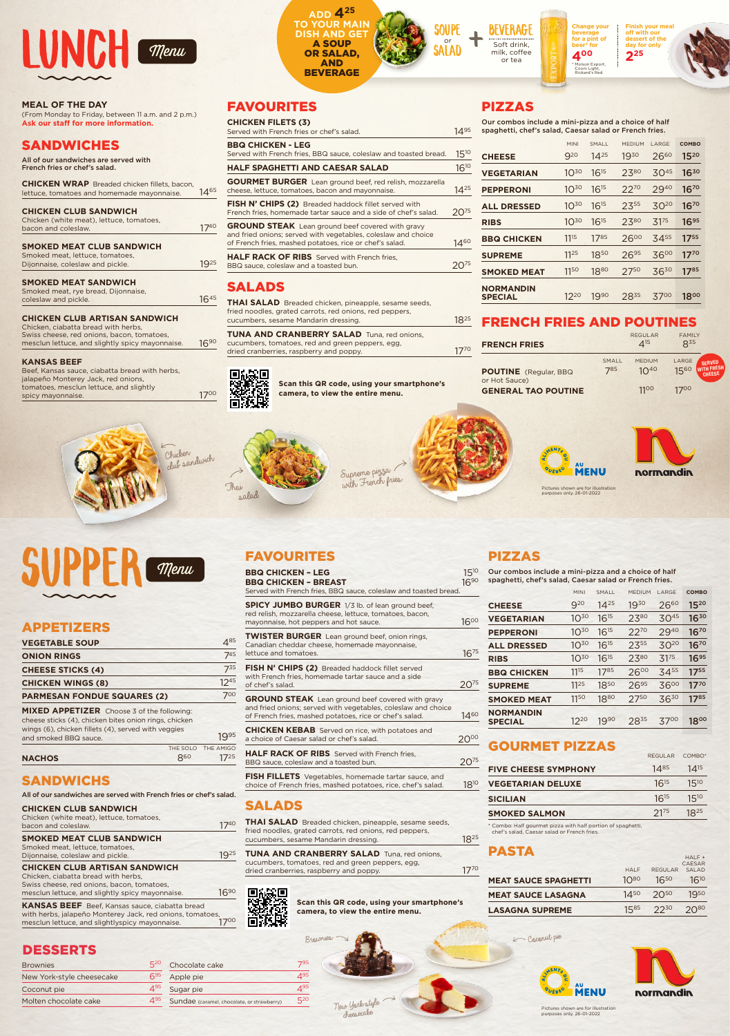# LUNCH *Menu*

**ADD 4.25 TO YOUR MAIN DISH AND GET A SOUP OR SALAD, AND BEVERAGE**

SOUPE or SALAD + BEVERAGE: Soft drink, milk, coffee or tea

Change your beverage for a pint of beer* for 4.00

* Molson Export, Coors Light, Rickard's Red

Finish your meal off with our dessert of the day for only 2.25

## MEAL OF THE DAY

(From Monday to Friday, between 11 a.m. and 2 p.m.)
**Ask our staff for more information.**

## SANDWICHES

All of our sandwiches are served with French fries or chef's salad.

**CHICKEN WRAP** Breaded chicken fillets, bacon, lettuce, tomatoes and homemade mayonnaise. 14.65

**CHICKEN CLUB SANDWICH**
Chicken (white meat), lettuce, tomatoes, bacon and coleslaw. 17.40

**SMOKED MEAT CLUB SANDWICH**
Smoked meat, lettuce, tomatoes, Dijonnaise, coleslaw and pickle. 19.25

**SMOKED MEAT SANDWICH**
Smoked meat, rye bread, Dijonnaise, coleslaw and pickle. 16.45

**CHICKEN CLUB ARTISAN SANDWICH**
Chicken, ciabatta bread with herbs, Swiss cheese, red onions, bacon, tomatoes, mesclun lettuce, and slightly spicy mayonnaise. 16.90

**KANSAS BEEF**
Beef, Kansas sauce, ciabatta bread with herbs, jalapeño Monterey Jack, red onions, tomatoes, mesclun lettuce, and slightly spicy mayonnaise. 17.00

## FAVOURITES

**CHICKEN FILETS (3)**
Served with French fries or chef's salad. 14.95

**BBQ CHICKEN - LEG**
Served with French fries, BBQ sauce, coleslaw and toasted bread. 15.10

**HALF SPAGHETTI AND CAESAR SALAD** 16.10

**GOURMET BURGER** Lean ground beef, red relish, mozzarella cheese, lettuce, tomatoes, bacon and mayonnaise. 14.25

**FISH N' CHIPS (2)** Breaded haddock fillet served with French fries, homemade tartar sauce and a side of chef's salad. 20.75

**GROUND STEAK** Lean ground beef covered with gravy and fried onions; served with vegetables, coleslaw and choice of French fries, mashed potatoes, rice or chef's salad. 14.60

**HALF RACK OF RIBS** Served with French fries, BBQ sauce, coleslaw and a toasted bun. 20.75

## SALADS

**THAI SALAD** Breaded chicken, pineapple, sesame seeds, fried noodles, grated carrots, red onions, red peppers, cucumbers, sesame Mandarin dressing. 18.25

**TUNA AND CRANBERRY SALAD** Tuna, red onions, cucumbers, tomatoes, red and green peppers, egg, dried cranberries, raspberry and poppy. 17.70

Scan this QR code, using your smartphone's camera, to view the entire menu.

## PIZZAS

Our combos include a mini-pizza and a choice of half spaghetti, chef's salad, Caesar salad or French fries.

| | MINI | SMALL | MEDIUM | LARGE | COMBO |
|---|---|---|---|---|---|
| CHEESE | 9.20 | 14.25 | 19.30 | 26.60 | 15.20 |
| VEGETARIAN | 10.30 | 16.15 | 23.80 | 30.45 | 16.30 |
| PEPPERONI | 10.30 | 16.15 | 22.70 | 29.40 | 16.70 |
| ALL DRESSED | 10.30 | 16.15 | 23.55 | 30.20 | 16.70 |
| RIBS | 10.30 | 16.15 | 23.80 | 31.75 | 16.95 |
| BBQ CHICKEN | 11.15 | 17.85 | 26.00 | 34.55 | 17.55 |
| SUPREME | 11.25 | 18.50 | 26.95 | 36.00 | 17.70 |
| SMOKED MEAT | 11.50 | 18.80 | 27.50 | 36.30 | 17.85 |
| NORMANDIN SPECIAL | 12.20 | 19.90 | 28.35 | 37.00 | 18.00 |

## FRENCH FRIES AND POUTINES

| | SMALL | REGULAR / MEDIUM | FAMILY / LARGE |
|---|---|---|---|
| FRENCH FRIES | | 4.15 | 8.35 |
| POUTINE (Regular, BBQ or Hot Sauce) | 7.85 | 10.40 | 15.60 |
| GENERAL TAO POUTINE | | 11.00 | 17.00 |

SERVED WITH FRESH CHEESE

Chicken club sandwich

Thai salad

Supreme pizza with French fries

Pictures shown are for illustration purposes only. 26-01-2022

# SUPPER *Menu*

## APPETIZERS

| | |
|---|---|
| VEGETABLE SOUP | 4.85 |
| ONION RINGS | 7.45 |
| CHEESE STICKS (4) | 7.35 |
| CHICKEN WINGS (8) | 12.45 |
| PARMESAN FONDUE SQUARES (2) | 7.00 |

**MIXED APPETIZER** Choose 3 of the following: cheese sticks (4), chicken bites onion rings, chicken wings (6), chicken fillets (4), served with veggies and smoked BBQ sauce. 19.95

| | THE SOLO | THE AMIGO |
|---|---|---|
| NACHOS | 8.60 | 17.25 |

## SANDWICHS

All of our sandwiches are served with French fries or chef's salad.

**CHICKEN CLUB SANDWICH**
Chicken (white meat), lettuce, tomatoes, bacon and coleslaw. 17.40

**SMOKED MEAT CLUB SANDWICH**
Smoked meat, lettuce, tomatoes, Dijonnaise, coleslaw and pickle. 19.25

**CHICKEN CLUB ARTISAN SANDWICH**
Chicken, ciabatta bread with herbs, Swiss cheese, red onions, bacon, tomatoes, mesclun lettuce, and slightly spicy mayonnaise. 16.90

**KANSAS BEEF** Beef, Kansas sauce, ciabatta bread with herbs, jalapeño Monterey Jack, red onions, tomatoes, mesclun lettuce, and slightlyspicy mayonnaise. 17.00

## DESSERTS

| | | | |
|---|---|---|---|
| Brownies | 5.20 | Chocolate cake | 7.95 |
| New York-style cheesecake | 6.95 | Apple pie | 4.95 |
| Coconut pie | 4.95 | Sugar pie | 4.95 |
| Molten chocolate cake | 4.95 | Sundae (caramel, chocolate, or strawberry) | 5.20 |

## FAVOURITES

**BBQ CHICKEN – LEG** 15.10
**BBQ CHICKEN – BREAST** 16.90
Served with French fries, BBQ sauce, coleslaw and toasted bread.

**SPICY JUMBO BURGER** 1/3 lb. of lean ground beef, red relish, mozzarella cheese, lettuce, tomatoes, bacon, mayonnaise, hot peppers and hot sauce. 16.00

**TWISTER BURGER** Lean ground beef, onion rings, Canadian cheddar cheese, homemade mayonnaise, lettuce and tomatoes. 16.75

**FISH N' CHIPS (2)** Breaded haddock fillet served with French fries, homemade tartar sauce and a side of chef's salad. 20.75

**GROUND STEAK** Lean ground beef covered with gravy and fried onions; served with vegetables, coleslaw and choice of French fries, mashed potatoes, rice or chef's salad. 14.60

**CHICKEN KEBAB** Served on rice, with potatoes and a choice of Caesar salad or chef's salad. 20.00

**HALF RACK OF RIBS** Served with French fries, BBQ sauce, coleslaw and a toasted bun. 20.75

**FISH FILLETS** Vegetables, homemade tartar sauce, and choice of French fries, mashed potatoes, rice, chef's salad. 18.10

## SALADS

**THAI SALAD** Breaded chicken, pineapple, sesame seeds, fried noodles, grated carrots, red onions, red peppers, cucumbers, sesame Mandarin dressing. 18.25

**TUNA AND CRANBERRY SALAD** Tuna, red onions, cucumbers, tomatoes, red and green peppers, egg, dried cranberries, raspberry and poppy. 17.70

Scan this QR code, using your smartphone's camera, to view the entire menu.

## PIZZAS

Our combos include a mini-pizza and a choice of half spaghetti, chef's salad, Caesar salad or French fries.

| | MINI | SMALL | MEDIUM | LARGE | COMBO |
|---|---|---|---|---|---|
| CHEESE | 9.20 | 14.25 | 19.30 | 26.60 | 15.20 |
| VEGETARIAN | 10.30 | 16.15 | 23.80 | 30.45 | 16.30 |
| PEPPERONI | 10.30 | 16.15 | 22.70 | 29.40 | 16.70 |
| ALL DRESSED | 10.30 | 16.15 | 23.55 | 30.20 | 16.70 |
| RIBS | 10.30 | 16.15 | 23.80 | 31.75 | 16.95 |
| BBQ CHICKEN | 11.15 | 17.85 | 26.00 | 34.55 | 17.55 |
| SUPREME | 11.25 | 18.50 | 26.95 | 36.00 | 17.70 |
| SMOKED MEAT | 11.50 | 18.80 | 27.50 | 36.30 | 17.85 |
| NORMANDIN SPECIAL | 12.20 | 19.90 | 28.35 | 37.00 | 18.00 |

## GOURMET PIZZAS

| | REGULAR | COMBO* |
|---|---|---|
| FIVE CHEESE SYMPHONY | 14.85 | 14.15 |
| VEGETARIAN DELUXE | 16.15 | 15.10 |
| SICILIAN | 16.15 | 15.10 |
| SMOKED SALMON | 21.75 | 18.25 |

* Combo: Half gourmet pizza with half portion of spaghetti, chef's salad, Caesar salad or French fries.

## PASTA

| | HALF | REGULAR | HALF + CAESAR SALAD |
|---|---|---|---|
| MEAT SAUCE SPAGHETTI | 10.80 | 16.50 | 16.10 |
| MEAT SAUCE LASAGNA | 14.50 | 20.50 | 19.50 |
| LASAGNA SUPREME | 15.85 | 22.30 | 20.80 |

Brownies

Coconut pie

New York-style cheesecake

Pictures shown are for illustration purposes only. 26-01-2022